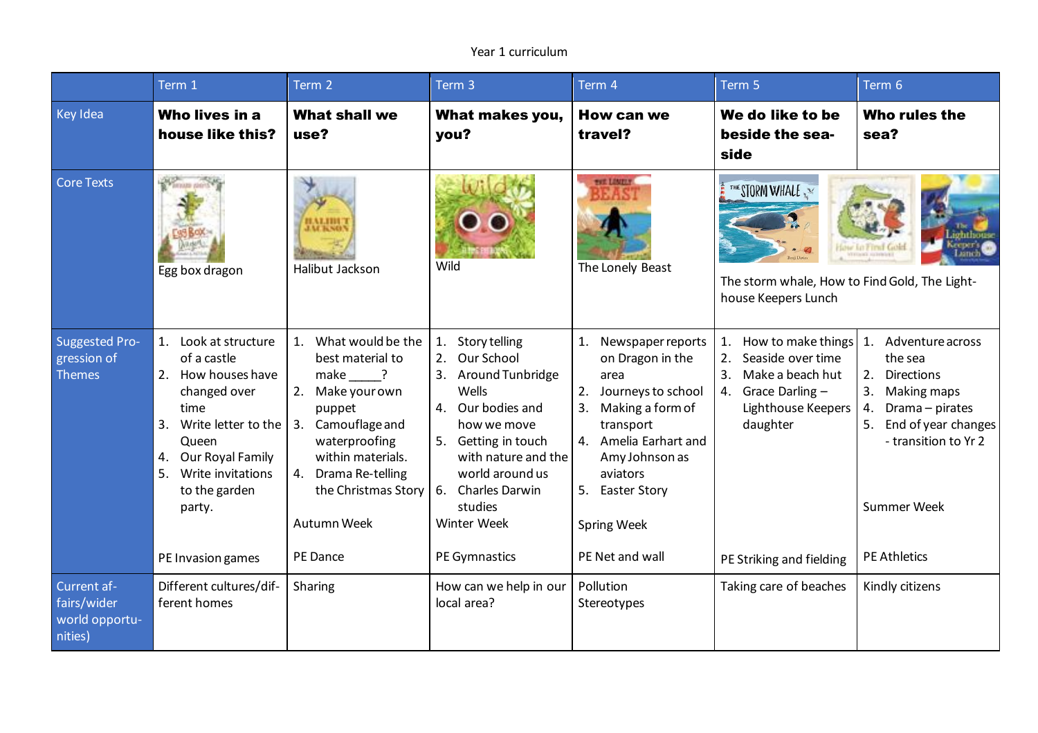Year 1 curriculum

| | Term 1 | Term 2 | Term 3 | Term 4 | Term 5 | Term 6 |
|---|---|---|---|---|---|---|
| Key Idea | **Who lives in a house like this?** | **What shall we use?** | **What makes you, you?** | **How can we travel?** | **We do like to be beside the sea-side** | **Who rules the sea?** |
| Core Texts | Egg box dragon | Halibut Jackson | Wild | The Lonely Beast | The storm whale, How to Find Gold, The Light-house Keepers Lunch | |
| Suggested Pro-gression of Themes | 1. Look at structure of a castle<br>2. How houses have changed over time<br>3. Write letter to the Queen<br>4. Our Royal Family<br>5. Write invitations to the garden party.<br><br>PE Invasion games | 1. What would be the best material to make _____?<br>2. Make your own puppet<br>3. Camouflage and waterproofing within materials.<br>4. Drama Re-telling the Christmas Story<br><br>Autumn Week<br><br>PE Dance | 1. Story telling<br>2. Our School<br>3. Around Tunbridge Wells<br>4. Our bodies and how we move<br>5. Getting in touch with nature and the world around us<br>6. Charles Darwin studies<br>Winter Week<br><br>PE Gymnastics | 1. Newspaper reports on Dragon in the area<br>2. Journeys to school<br>3. Making a form of transport<br>4. Amelia Earhart and Amy Johnson as aviators<br>5. Easter Story<br><br>Spring Week<br><br>PE Net and wall | 1. How to make things<br>2. Seaside over time<br>3. Make a beach hut<br>4. Grace Darling – Lighthouse Keepers daughter<br><br>PE Striking and fielding | 1. Adventure across the sea<br>2. Directions<br>3. Making maps<br>4. Drama – pirates<br>5. End of year changes - transition to Yr 2<br><br>Summer Week<br><br>PE Athletics |
| Current af-fairs/wider world opportu-nities) | Different cultures/dif-ferent homes | Sharing | How can we help in our local area? | Pollution<br>Stereotypes | Taking care of beaches | Kindly citizens |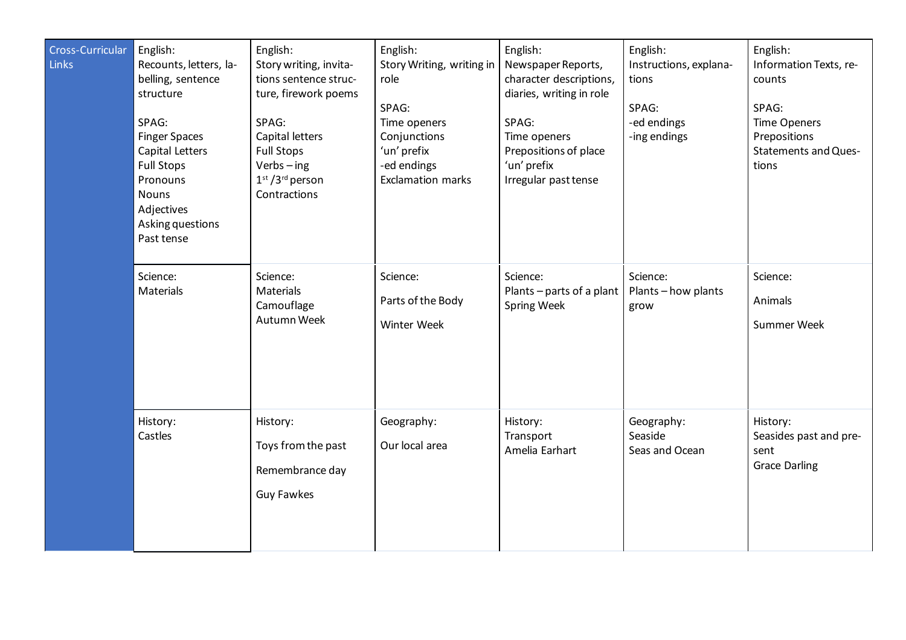| Cross-Curricular Links | | | | | | |
|---|---|---|---|---|---|---|
| | English:<br>Recounts, letters, labelling, sentence structure<br><br>SPAG:<br>Finger Spaces<br>Capital Letters<br>Full Stops<br>Pronouns<br>Nouns<br>Adjectives<br>Asking questions<br>Past tense | English:<br>Story writing, invitations sentence structure, firework poems<br><br>SPAG:<br>Capital letters<br>Full Stops<br>Verbs – ing<br>1st /3rd person<br>Contractions | English:<br>Story Writing, writing in role<br><br>SPAG:<br>Time openers<br>Conjunctions<br>'un' prefix<br>-ed endings<br>Exclamation marks | English:<br>Newspaper Reports, character descriptions, diaries, writing in role<br><br>SPAG:<br>Time openers<br>Prepositions of place<br>'un' prefix<br>Irregular past tense | English:<br>Instructions, explanations<br><br>SPAG:<br>-ed endings<br>-ing endings | English:<br>Information Texts, recounts<br><br>SPAG:<br>Time Openers<br>Prepositions<br>Statements and Questions |
| | Science:<br>Materials | Science:<br>Materials<br>Camouflage<br>Autumn Week | Science:<br><br>Parts of the Body<br><br>Winter Week | Science:<br>Plants – parts of a plant<br>Spring Week | Science:<br>Plants – how plants grow | Science:<br><br>Animals<br><br>Summer Week |
| | History:<br>Castles | History:<br><br>Toys from the past<br><br>Remembrance day<br><br>Guy Fawkes | Geography:<br><br>Our local area | History:<br>Transport<br>Amelia Earhart | Geography:<br>Seaside<br>Seas and Ocean | History:<br>Seasides past and present<br>Grace Darling |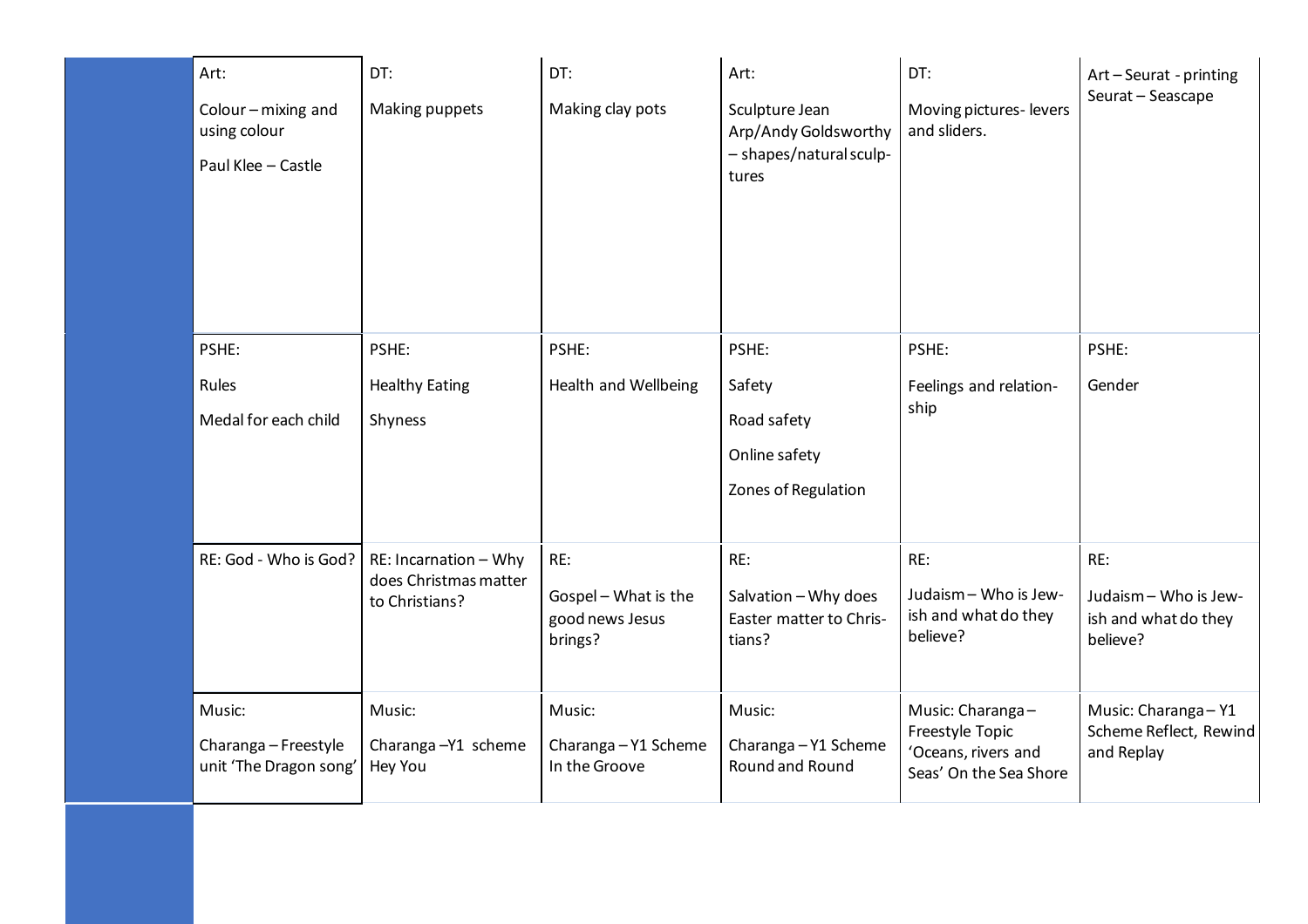| | | | | | | |
|---|---|---|---|---|---|---|
| | Art: Colour – mixing and using colour Paul Klee – Castle | DT: Making puppets | DT: Making clay pots | Art: Sculpture Jean Arp/Andy Goldsworthy – shapes/natural sculptures | DT: Moving pictures- levers and sliders. | Art – Seurat - printing Seurat – Seascape |
| | PSHE: Rules Medal for each child | PSHE: Healthy Eating Shyness | PSHE: Health and Wellbeing | PSHE: Safety Road safety Online safety Zones of Regulation | PSHE: Feelings and relationship | PSHE: Gender |
| | RE: God - Who is God? | RE: Incarnation – Why does Christmas matter to Christians? | RE: Gospel – What is the good news Jesus brings? | RE: Salvation – Why does Easter matter to Christians? | RE: Judaism – Who is Jewish and what do they believe? | RE: Judaism – Who is Jewish and what do they believe? |
| | Music: Charanga – Freestyle unit 'The Dragon song' | Music: Charanga –Y1 scheme Hey You | Music: Charanga – Y1 Scheme In the Groove | Music: Charanga – Y1 Scheme Round and Round | Music: Charanga – Freestyle Topic 'Oceans, rivers and Seas' On the Sea Shore | Music: Charanga – Y1 Scheme Reflect, Rewind and Replay |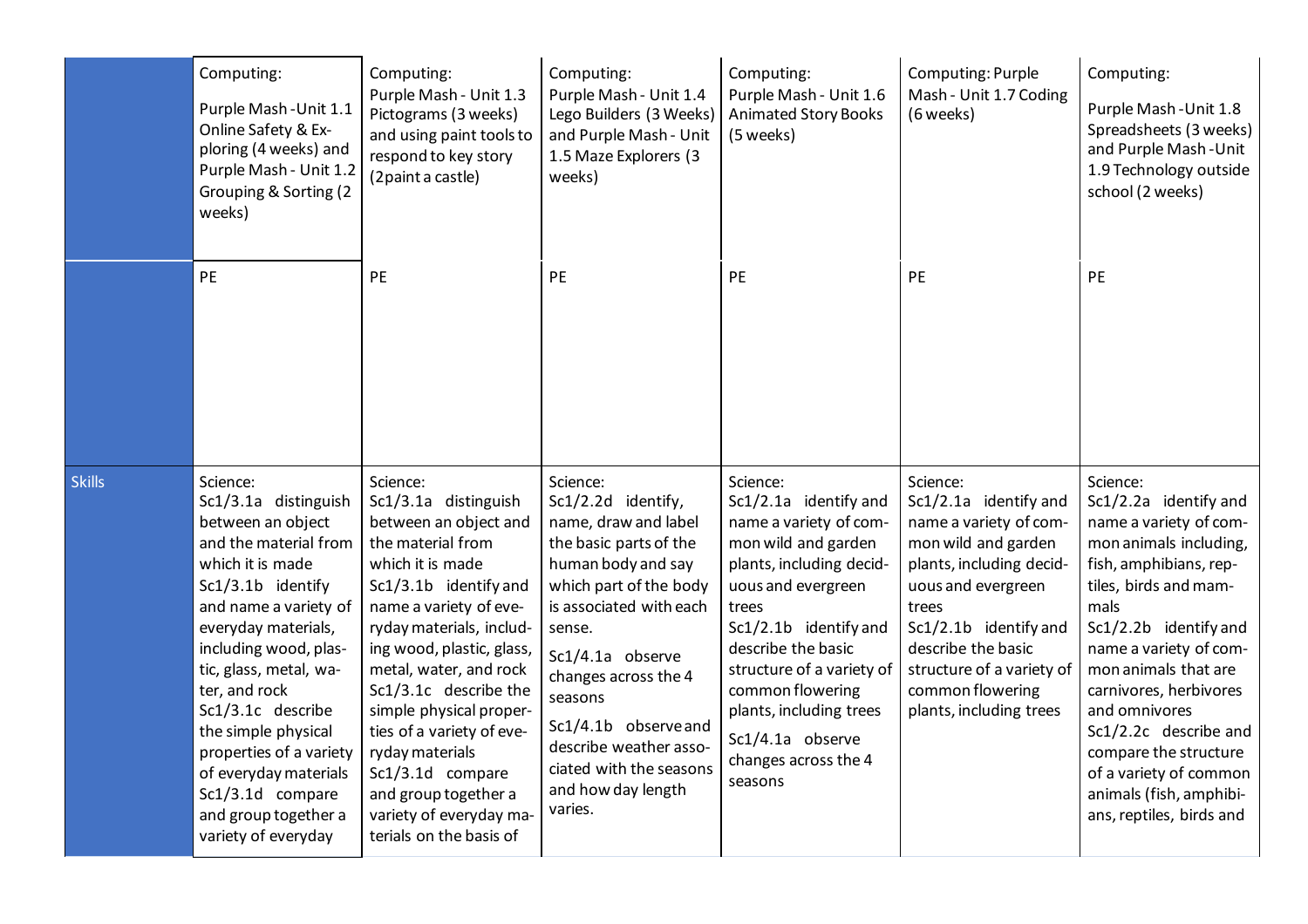| | | | | | | |
|---|---|---|---|---|---|---|
| | Computing: Purple Mash -Unit 1.1 Online Safety & Exploring (4 weeks) and Purple Mash - Unit 1.2 Grouping & Sorting (2 weeks) | Computing: Purple Mash - Unit 1.3 Pictograms (3 weeks) and using paint tools to respond to key story (2paint a castle) | Computing: Purple Mash - Unit 1.4 Lego Builders (3 Weeks) and Purple Mash - Unit 1.5 Maze Explorers (3 weeks) | Computing: Purple Mash - Unit 1.6 Animated Story Books (5 weeks) | Computing: Purple Mash - Unit 1.7 Coding (6 weeks) | Computing: Purple Mash -Unit 1.8 Spreadsheets (3 weeks) and Purple Mash -Unit 1.9 Technology outside school (2 weeks) |
| | PE | PE | PE | PE | PE | PE |
| Skills | Science: Sc1/3.1a distinguish between an object and the material from which it is made Sc1/3.1b identify and name a variety of everyday materials, including wood, plastic, glass, metal, water, and rock Sc1/3.1c describe the simple physical properties of a variety of everyday materials Sc1/3.1d compare and group together a variety of everyday | Science: Sc1/3.1a distinguish between an object and the material from which it is made Sc1/3.1b identify and name a variety of everyday materials, including wood, plastic, glass, metal, water, and rock Sc1/3.1c describe the simple physical properties of a variety of everyday materials Sc1/3.1d compare and group together a variety of everyday materials on the basis of | Science: Sc1/2.2d identify, name, draw and label the basic parts of the human body and say which part of the body is associated with each sense. Sc1/4.1a observe changes across the 4 seasons Sc1/4.1b observe and describe weather associated with the seasons and how day length varies. | Science: Sc1/2.1a identify and name a variety of common wild and garden plants, including deciduous and evergreen trees Sc1/2.1b identify and describe the basic structure of a variety of common flowering plants, including trees Sc1/4.1a observe changes across the 4 seasons | Science: Sc1/2.1a identify and name a variety of common wild and garden plants, including deciduous and evergreen trees Sc1/2.1b identify and describe the basic structure of a variety of common flowering plants, including trees | Science: Sc1/2.2a identify and name a variety of common animals including, fish, amphibians, reptiles, birds and mammals Sc1/2.2b identify and name a variety of common animals that are carnivores, herbivores and omnivores Sc1/2.2c describe and compare the structure of a variety of common animals (fish, amphibians, reptiles, birds and |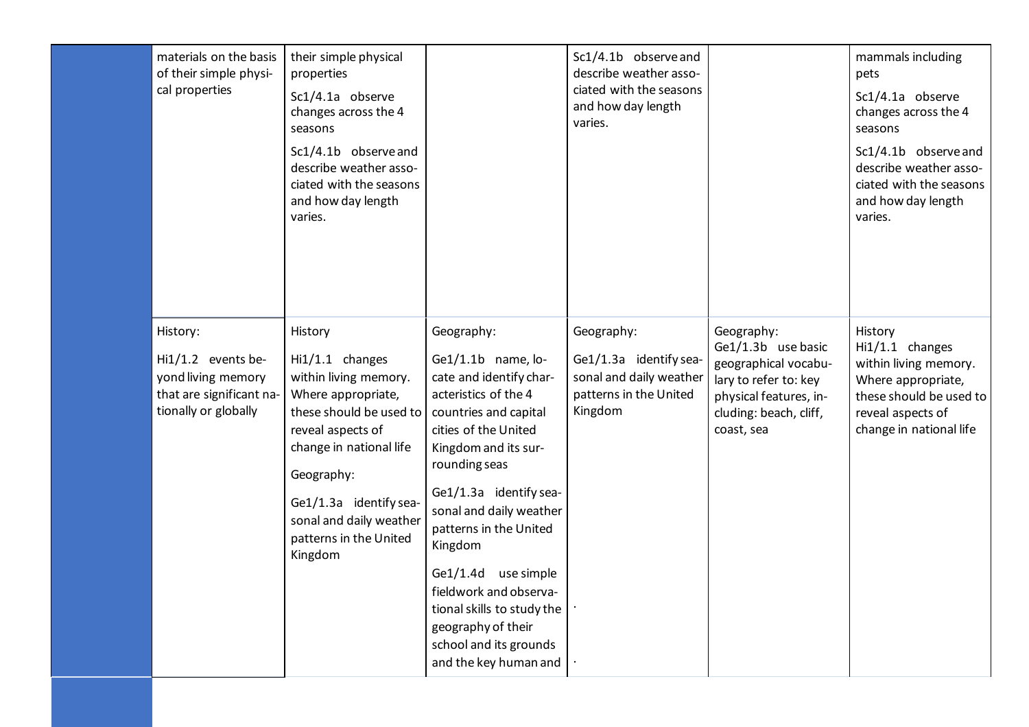| | | | | | | |
|---|---|---|---|---|---|---|
| | materials on the basis of their simple physical properties | their simple physical properties<br><br>Sc1/4.1a observe changes across the 4 seasons<br><br>Sc1/4.1b observe and describe weather associated with the seasons and how day length varies. | | Sc1/4.1b observe and describe weather associated with the seasons and how day length varies. | | mammals including pets<br><br>Sc1/4.1a observe changes across the 4 seasons<br><br>Sc1/4.1b observe and describe weather associated with the seasons and how day length varies. |
| | History:<br><br>Hi1/1.2 events beyond living memory that are significant nationally or globally | History<br><br>Hi1/1.1 changes within living memory. Where appropriate, these should be used to reveal aspects of change in national life<br><br>Geography:<br><br>Ge1/1.3a identify seasonal and daily weather patterns in the United Kingdom | Geography:<br><br>Ge1/1.1b name, locate and identify characteristics of the 4 countries and capital cities of the United Kingdom and its surrounding seas<br><br>Ge1/1.3a identify seasonal and daily weather patterns in the United Kingdom<br><br>Ge1/1.4d use simple fieldwork and observational skills to study the geography of their school and its grounds and the key human and | Geography:<br><br>Ge1/1.3a identify seasonal and daily weather patterns in the United Kingdom<br><br>.<br><br>. | Geography:<br>Ge1/1.3b use basic geographical vocabulary to refer to: key physical features, including: beach, cliff, coast, sea | History<br>Hi1/1.1 changes within living memory. Where appropriate, these should be used to reveal aspects of change in national life |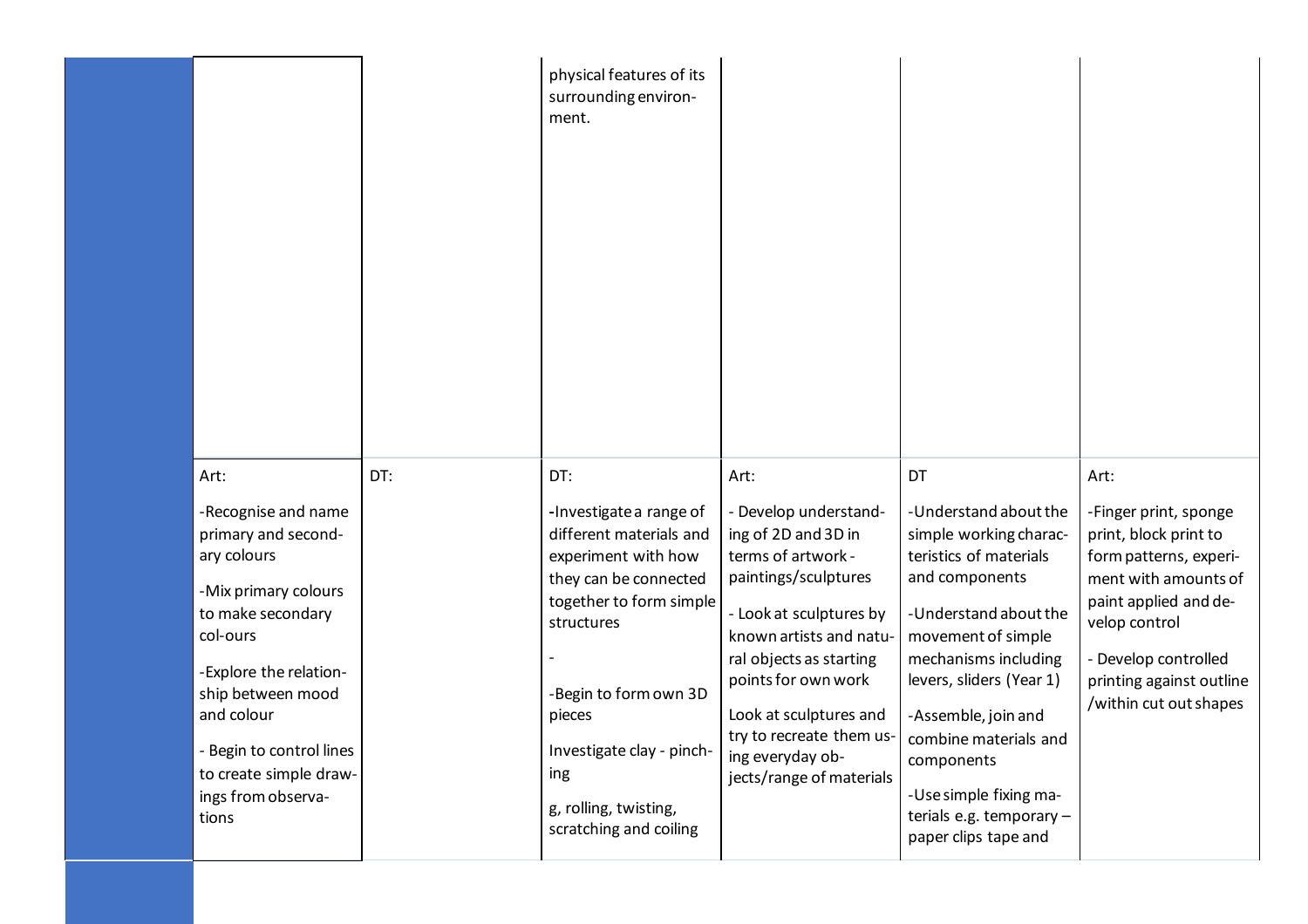|  |  |  | physical features of its surrounding environment. |  |  |  |
|---|---|---|---|---|---|---|
|  | Art:<br><br>-Recognise and name primary and secondary colours<br><br>-Mix primary colours to make secondary col-ours<br><br>-Explore the relationship between mood and colour<br><br>- Begin to control lines to create simple drawings from observations | DT: | DT:<br><br>-Investigate a range of different materials and experiment with how they can be connected together to form simple structures<br><br>-<br><br>-Begin to form own 3D pieces<br><br>Investigate clay - pinching<br><br>g, rolling, twisting, scratching and coiling | Art:<br><br>- Develop understanding of 2D and 3D in terms of artwork - paintings/sculptures<br><br>- Look at sculptures by known artists and natural objects as starting points for own work<br><br>Look at sculptures and try to recreate them using everyday objects/range of materials | DT<br><br>-Understand about the simple working characteristics of materials and components<br><br>-Understand about the movement of simple mechanisms including levers, sliders (Year 1)<br><br>-Assemble, join and combine materials and components<br><br>-Use simple fixing materials e.g. temporary – paper clips tape and | Art:<br><br>-Finger print, sponge print, block print to form patterns, experiment with amounts of paint applied and develop control<br><br>- Develop controlled printing against outline /within cut out shapes |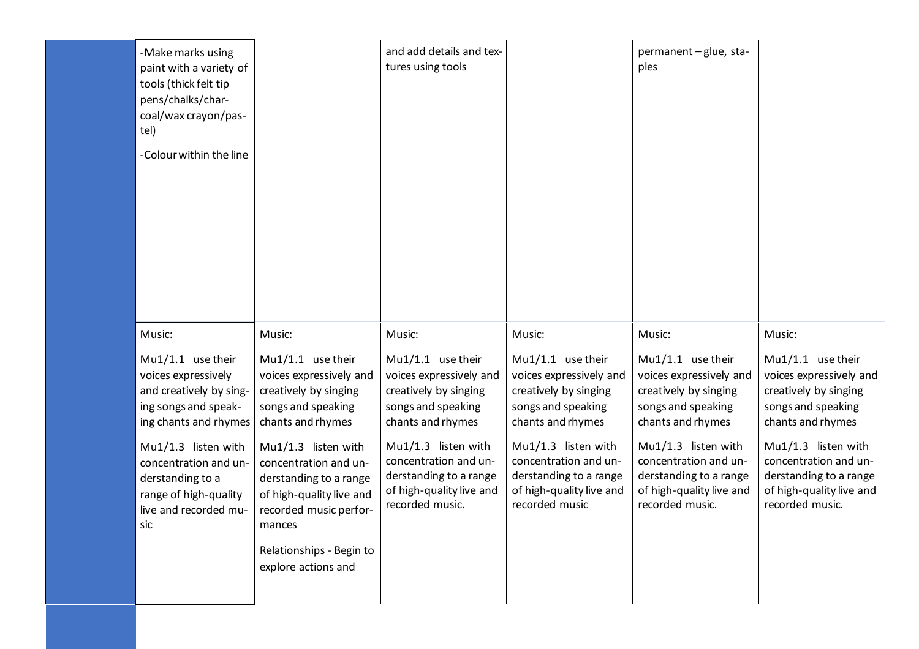| | | | | | | |
|---|---|---|---|---|---|---|
| | -Make marks using paint with a variety of tools (thick felt tip pens/chalks/charcoal/wax crayon/pastel)<br><br>-Colour within the line | | and add details and textures using tools | | permanent – glue, staples | |
| | Music:<br><br>Mu1/1.1 use their voices expressively and creatively by singing songs and speaking chants and rhymes<br><br>Mu1/1.3 listen with concentration and understanding to a range of high-quality live and recorded music | Music:<br><br>Mu1/1.1 use their voices expressively and creatively by singing songs and speaking chants and rhymes<br><br>Mu1/1.3 listen with concentration and understanding to a range of high-quality live and recorded music performances<br><br>Relationships - Begin to explore actions and | Music:<br><br>Mu1/1.1 use their voices expressively and creatively by singing songs and speaking chants and rhymes<br><br>Mu1/1.3 listen with concentration and understanding to a range of high-quality live and recorded music. | Music:<br><br>Mu1/1.1 use their voices expressively and creatively by singing songs and speaking chants and rhymes<br><br>Mu1/1.3 listen with concentration and understanding to a range of high-quality live and recorded music | Music:<br><br>Mu1/1.1 use their voices expressively and creatively by singing songs and speaking chants and rhymes<br><br>Mu1/1.3 listen with concentration and understanding to a range of high-quality live and recorded music. | Music:<br><br>Mu1/1.1 use their voices expressively and creatively by singing songs and speaking chants and rhymes<br><br>Mu1/1.3 listen with concentration and understanding to a range of high-quality live and recorded music. |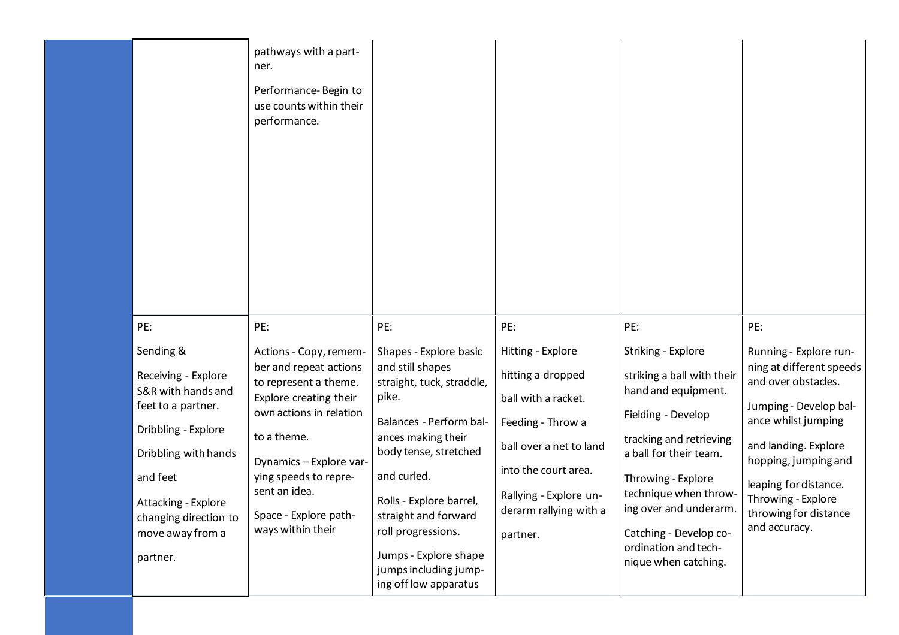| | | | | | | |
|---|---|---|---|---|---|---|
| | | pathways with a partner.<br><br>Performance- Begin to use counts within their performance. | | | | |
| | PE:<br><br>Sending & Receiving - Explore S&R with hands and feet to a partner.<br><br>Dribbling - Explore Dribbling with hands and feet<br><br>Attacking - Explore changing direction to move away from a partner. | PE:<br><br>Actions - Copy, remember and repeat actions to represent a theme. Explore creating their own actions in relation to a theme.<br><br>Dynamics – Explore varying speeds to represent an idea.<br><br>Space - Explore pathways within their | PE:<br><br>Shapes - Explore basic and still shapes straight, tuck, straddle, pike.<br><br>Balances - Perform balances making their body tense, stretched and curled.<br><br>Rolls - Explore barrel, straight and forward roll progressions.<br><br>Jumps - Explore shape jumps including jumping off low apparatus | PE:<br><br>Hitting - Explore hitting a dropped ball with a racket.<br><br>Feeding - Throw a ball over a net to land into the court area.<br><br>Rallying - Explore underarm rallying with a partner. | PE:<br><br>Striking - Explore striking a ball with their hand and equipment.<br><br>Fielding - Develop tracking and retrieving a ball for their team.<br><br>Throwing - Explore technique when throwing over and underarm.<br><br>Catching - Develop co-ordination and technique when catching. | PE:<br><br>Running - Explore running at different speeds and over obstacles.<br><br>Jumping - Develop balance whilst jumping and landing. Explore hopping, jumping and leaping for distance.<br><br>Throwing - Explore throwing for distance and accuracy. |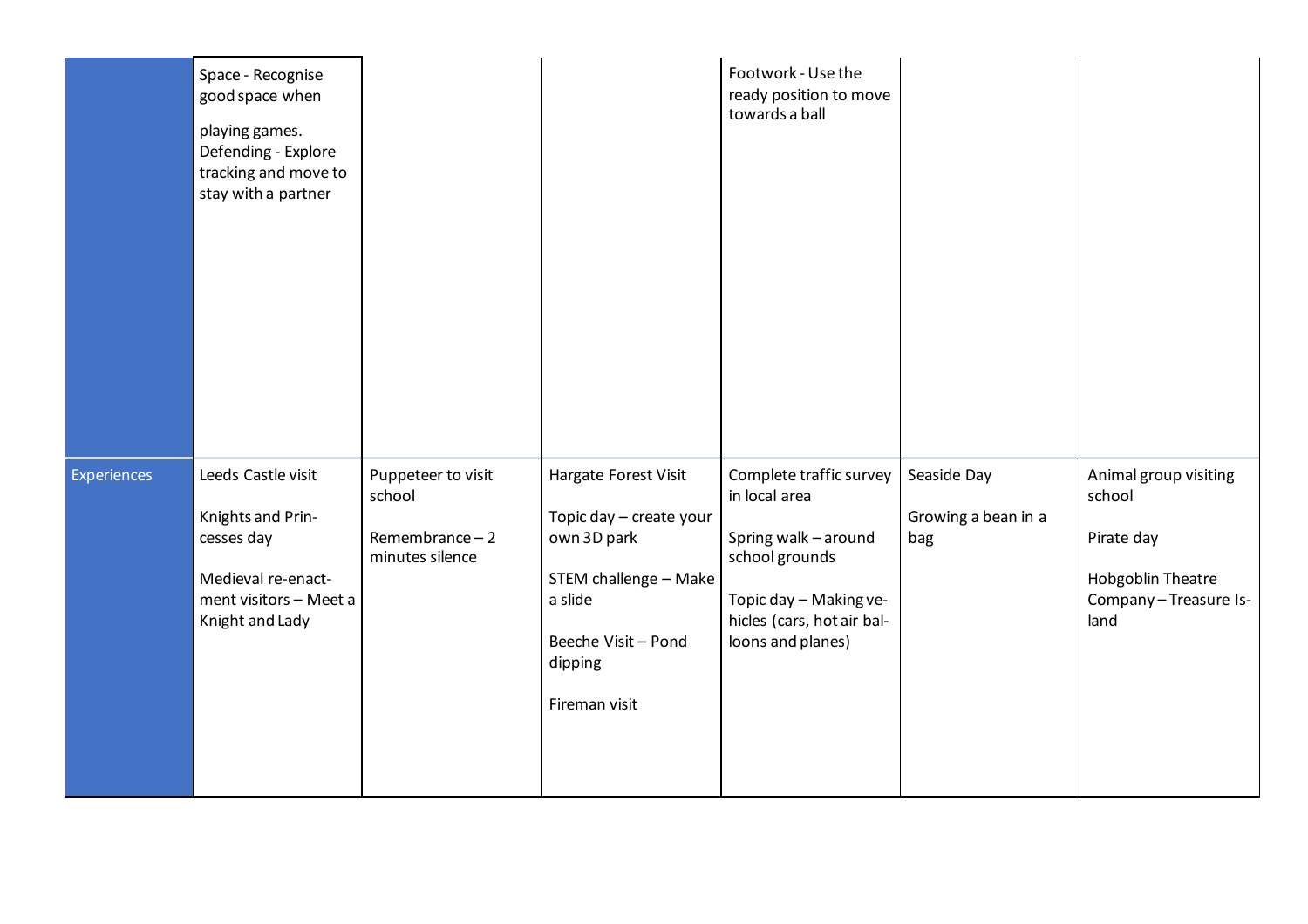| | | | | | | |
|---|---|---|---|---|---|---|
| | Space - Recognise good space when playing games. Defending - Explore tracking and move to stay with a partner | | | Footwork - Use the ready position to move towards a ball | | |
| Experiences | Leeds Castle visit<br><br>Knights and Princesses day<br><br>Medieval re-enactment visitors – Meet a Knight and Lady | Puppeteer to visit school<br><br>Remembrance – 2 minutes silence | Hargate Forest Visit<br><br>Topic day – create your own 3D park<br><br>STEM challenge – Make a slide<br><br>Beeche Visit – Pond dipping<br><br>Fireman visit | Complete traffic survey in local area<br><br>Spring walk – around school grounds<br><br>Topic day – Making vehicles (cars, hot air balloons and planes) | Seaside Day<br><br>Growing a bean in a bag | Animal group visiting school<br><br>Pirate day<br><br>Hobgoblin Theatre Company – Treasure Island |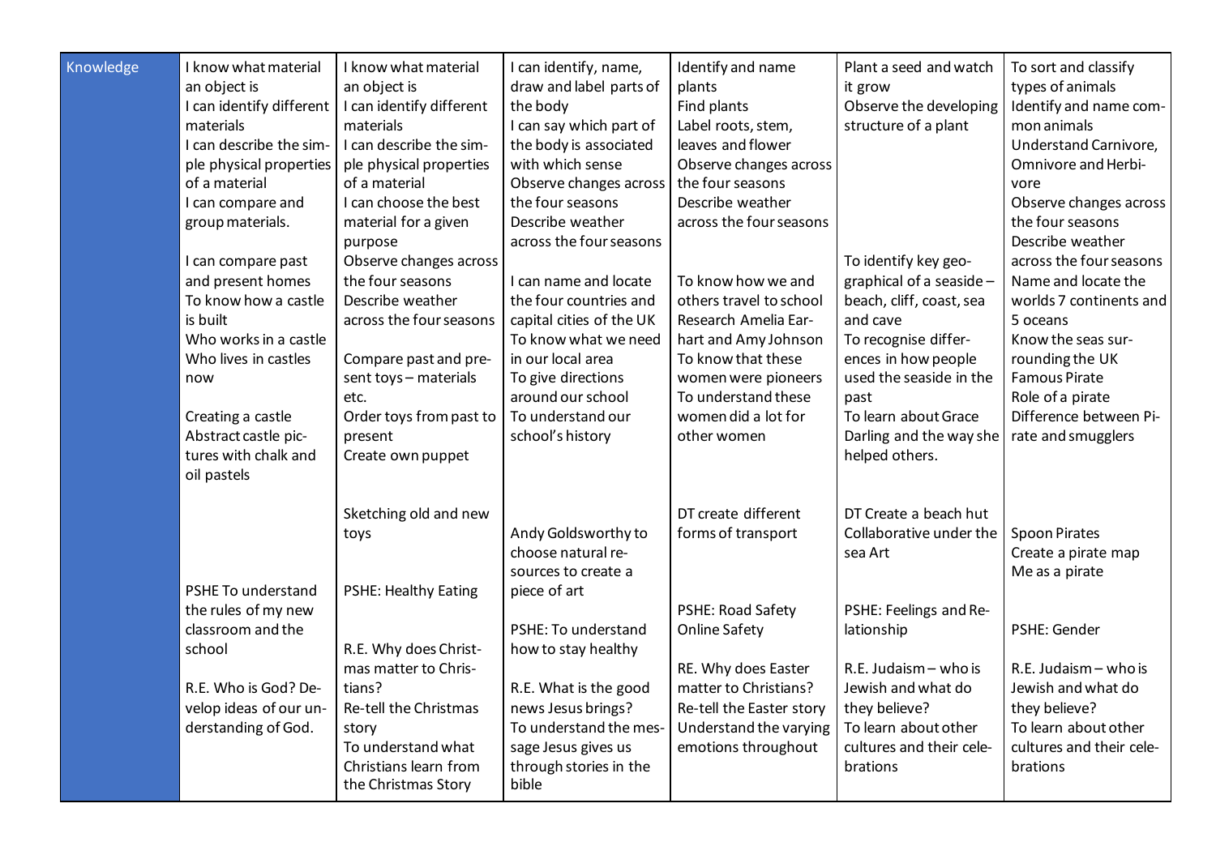| Knowledge | I know what material an object is<br>I can identify different materials<br>I can describe the simple physical properties of a material<br>I can compare and group materials.<br><br>I can compare past and present homes<br>To know how a castle is built<br>Who works in a castle<br>Who lives in castles now<br><br>Creating a castle<br>Abstract castle pictures with chalk and oil pastels<br><br><br><br>PSHE To understand the rules of my new classroom and the school<br><br>R.E. Who is God? Develop ideas of our understanding of God. | I know what material an object is<br>I can identify different materials<br>I can describe the simple physical properties of a material<br>I can choose the best material for a given purpose<br>Observe changes across the four seasons<br>Describe weather across the four seasons<br><br>Compare past and present toys – materials etc.<br>Order toys from past to present<br>Create own puppet<br><br>Sketching old and new toys<br><br>PSHE: Healthy Eating<br><br>R.E. Why does Christmas matter to Christians?<br>Re-tell the Christmas story<br>To understand what Christians learn from the Christmas Story | I can identify, name, draw and label parts of the body<br>I can say which part of the body is associated with which sense<br>Observe changes across the four seasons<br>Describe weather across the four seasons<br><br>I can name and locate the four countries and capital cities of the UK<br>To know what we need in our local area<br>To give directions around our school<br>To understand our school's history<br><br>Andy Goldsworthy to choose natural resources to create a piece of art<br><br>PSHE: To understand how to stay healthy<br><br>R.E. What is the good news Jesus brings?<br>To understand the message Jesus gives us through stories in the bible | Identify and name plants<br>Find plants<br>Label roots, stem, leaves and flower<br>Observe changes across the four seasons<br>Describe weather across the four seasons<br><br>To know how we and others travel to school<br>Research Amelia Earhart and Amy Johnson<br>To know that these women were pioneers<br>To understand these women did a lot for other women<br><br>DT create different forms of transport<br><br>PSHE: Road Safety<br>Online Safety<br><br>RE. Why does Easter matter to Christians?<br>Re-tell the Easter story<br>Understand the varying emotions throughout | Plant a seed and watch it grow<br>Observe the developing structure of a plant<br><br>To identify key geographical of a seaside – beach, cliff, coast, sea and cave<br>To recognise differences in how people used the seaside in the past<br>To learn about Grace Darling and the way she helped others.<br><br>DT Create a beach hut<br>Collaborative under the sea Art<br><br>PSHE: Feelings and Relationship<br><br>R.E. Judaism – who is Jewish and what do they believe?<br>To learn about other cultures and their celebrations | To sort and classify types of animals<br>Identify and name common animals<br>Understand Carnivore, Omnivore and Herbivore<br>Observe changes across the four seasons<br>Describe weather across the four seasons<br>Name and locate the worlds 7 continents and 5 oceans<br>Know the seas surrounding the UK<br>Famous Pirate<br>Role of a pirate<br>Difference between Pirate and smugglers<br><br>Spoon Pirates<br>Create a pirate map<br>Me as a pirate<br><br>PSHE: Gender<br><br>R.E. Judaism – who is Jewish and what do they believe?<br>To learn about other cultures and their celebrations |
|---|---|---|---|---|---|---|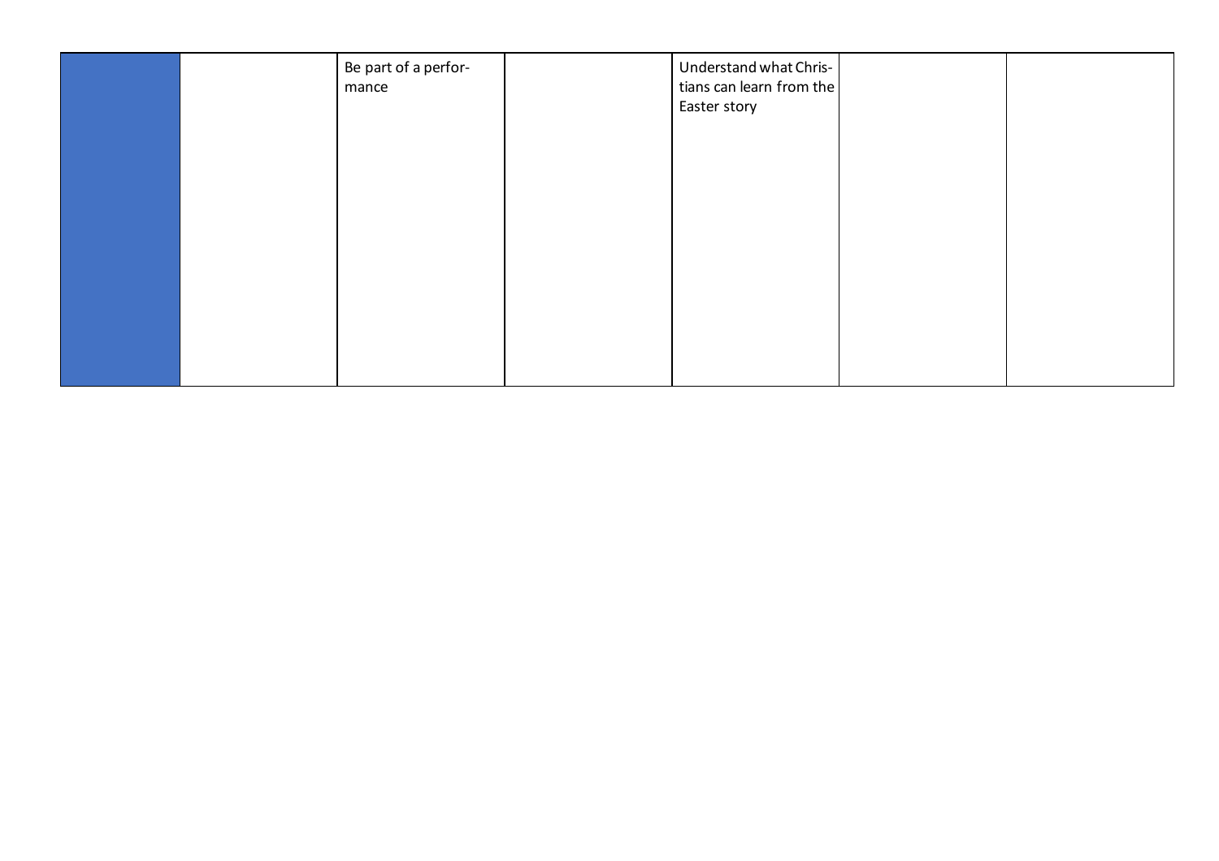| | | | | | | |
|---|---|---|---|---|---|---|
| | | Be part of a performance | | Understand what Christians can learn from the Easter story | | |